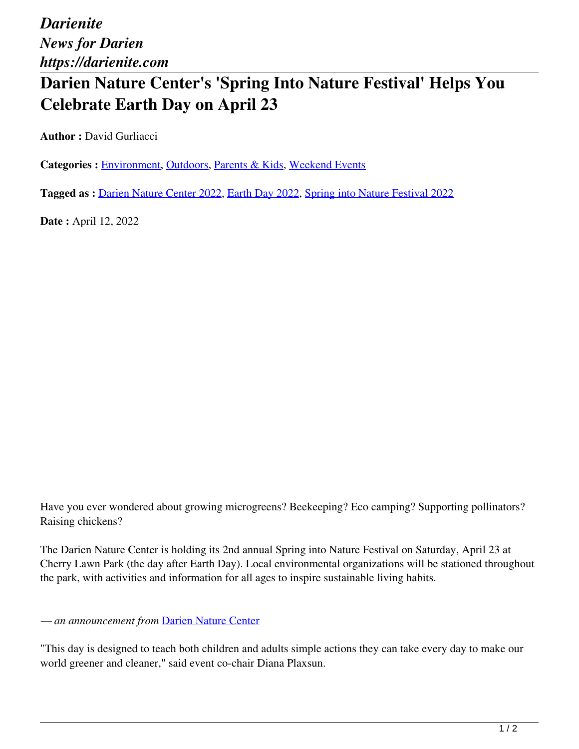*Darienite*
*News for Darien*
*https://darienite.com*

# Darien Nature Center's 'Spring Into Nature Festival' Helps You Celebrate Earth Day on April 23

**Author :** David Gurliacci

**Categories :** Environment, Outdoors, Parents & Kids, Weekend Events

**Tagged as :** Darien Nature Center 2022, Earth Day 2022, Spring into Nature Festival 2022

**Date :** April 12, 2022

Have you ever wondered about growing microgreens? Beekeeping? Eco camping? Supporting pollinators? Raising chickens?

The Darien Nature Center is holding its 2nd annual Spring into Nature Festival on Saturday, April 23 at Cherry Lawn Park (the day after Earth Day). Local environmental organizations will be stationed throughout the park, with activities and information for all ages to inspire sustainable living habits.

*— an announcement from* Darien Nature Center

"This day is designed to teach both children and adults simple actions they can take every day to make our world greener and cleaner," said event co-chair Diana Plaxsun.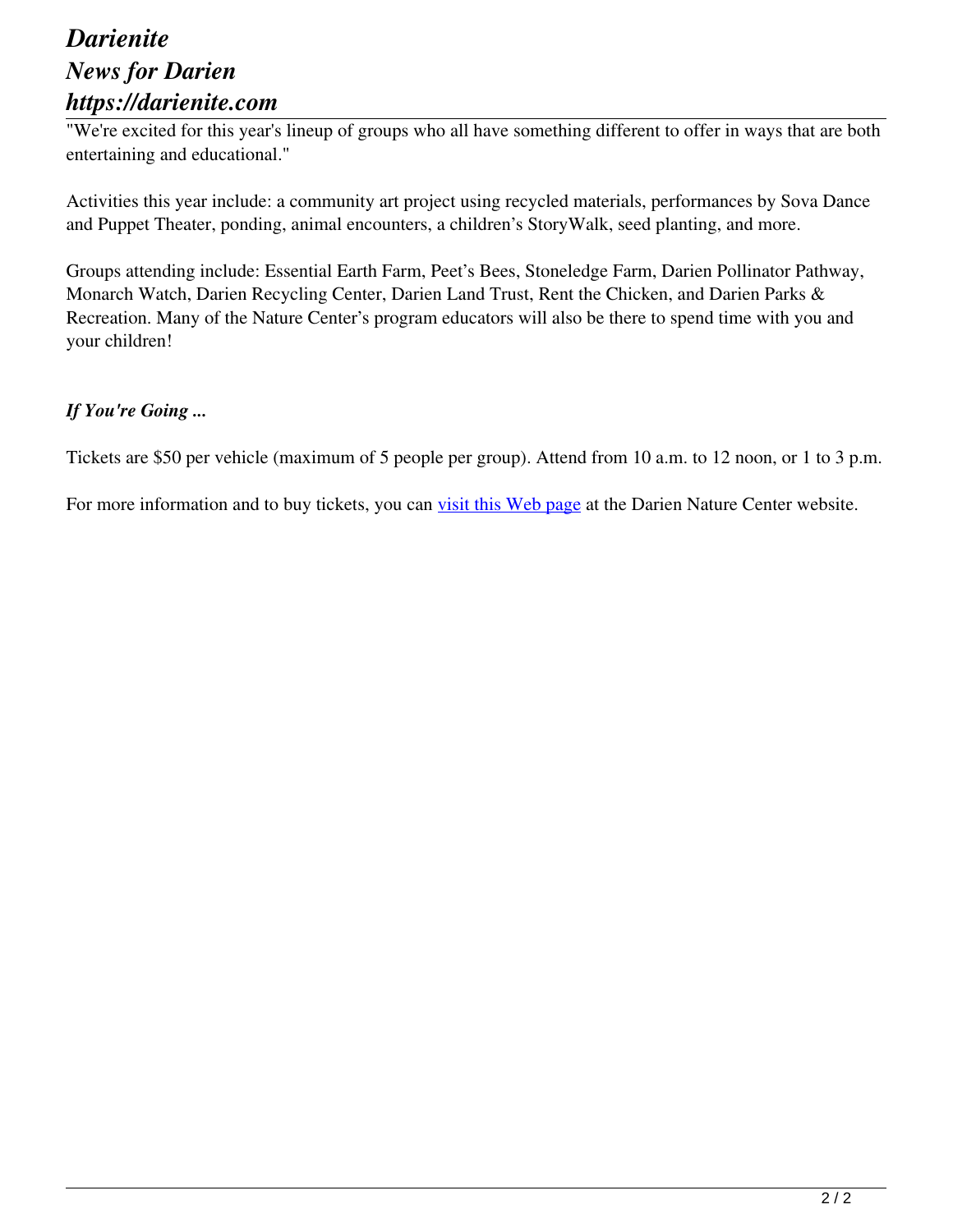"We're excited for this year's lineup of groups who all have something different to offer in ways that are both entertaining and educational."

Activities this year include: a community art project using recycled materials, performances by Sova Dance and Puppet Theater, ponding, animal encounters, a children's StoryWalk, seed planting, and more.

Groups attending include: Essential Earth Farm, Peet's Bees, Stoneledge Farm, Darien Pollinator Pathway, Monarch Watch, Darien Recycling Center, Darien Land Trust, Rent the Chicken, and Darien Parks & Recreation. Many of the Nature Center's program educators will also be there to spend time with you and your children!

### *If You're Going ...*

Tickets are $50 per vehicle (maximum of 5 people per group). Attend from 10 a.m. to 12 noon, or 1 to 3 p.m.

For more information and to buy tickets, you can visit this Web page at the Darien Nature Center website.